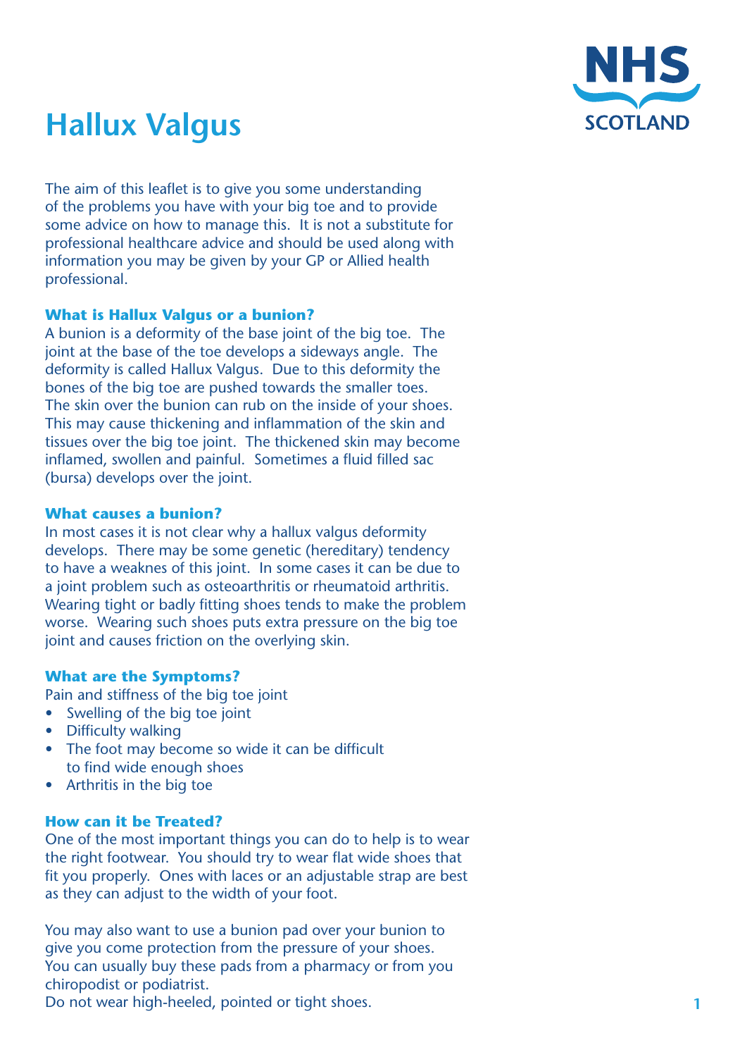# Hallux Valgus

The aim of this leaflet is to give you some understanding of the problems you have with your big toe and to provide some advice on how to manage this. It is not a substitute for professional healthcare advice and should be used along with information you may be given by your GP or Allied health professional.

### What is Hallux Valgus or a bunion?

A bunion is a deformity of the base joint of the big toe. The joint at the base of the toe develops a sideways angle. The deformity is called Hallux Valgus. Due to this deformity the bones of the big toe are pushed towards the smaller toes. The skin over the bunion can rub on the inside of your shoes. This may cause thickening and inflammation of the skin and tissues over the big toe joint. The thickened skin may become inflamed, swollen and painful. Sometimes a fluid filled sac (bursa) develops over the joint.

### What causes a bunion?

In most cases it is not clear why a hallux valgus deformity develops. There may be some genetic (hereditary) tendency to have a weaknes of this joint. In some cases it can be due to a joint problem such as osteoarthritis or rheumatoid arthritis. Wearing tight or badly fitting shoes tends to make the problem worse. Wearing such shoes puts extra pressure on the big toe joint and causes friction on the overlying skin.

### What are the Symptoms?

Pain and stiffness of the big toe joint

- Swelling of the big toe joint
- Difficulty walking
- The foot may become so wide it can be difficult to find wide enough shoes
- Arthritis in the big toe

### How can it be Treated?

One of the most important things you can do to help is to wear the right footwear. You should try to wear flat wide shoes that fit you properly. Ones with laces or an adjustable strap are best as they can adjust to the width of your foot.

You may also want to use a bunion pad over your bunion to give you come protection from the pressure of your shoes. You can usually buy these pads from a pharmacy or from you chiropodist or podiatrist.
Do not wear high-heeled, pointed or tight shoes.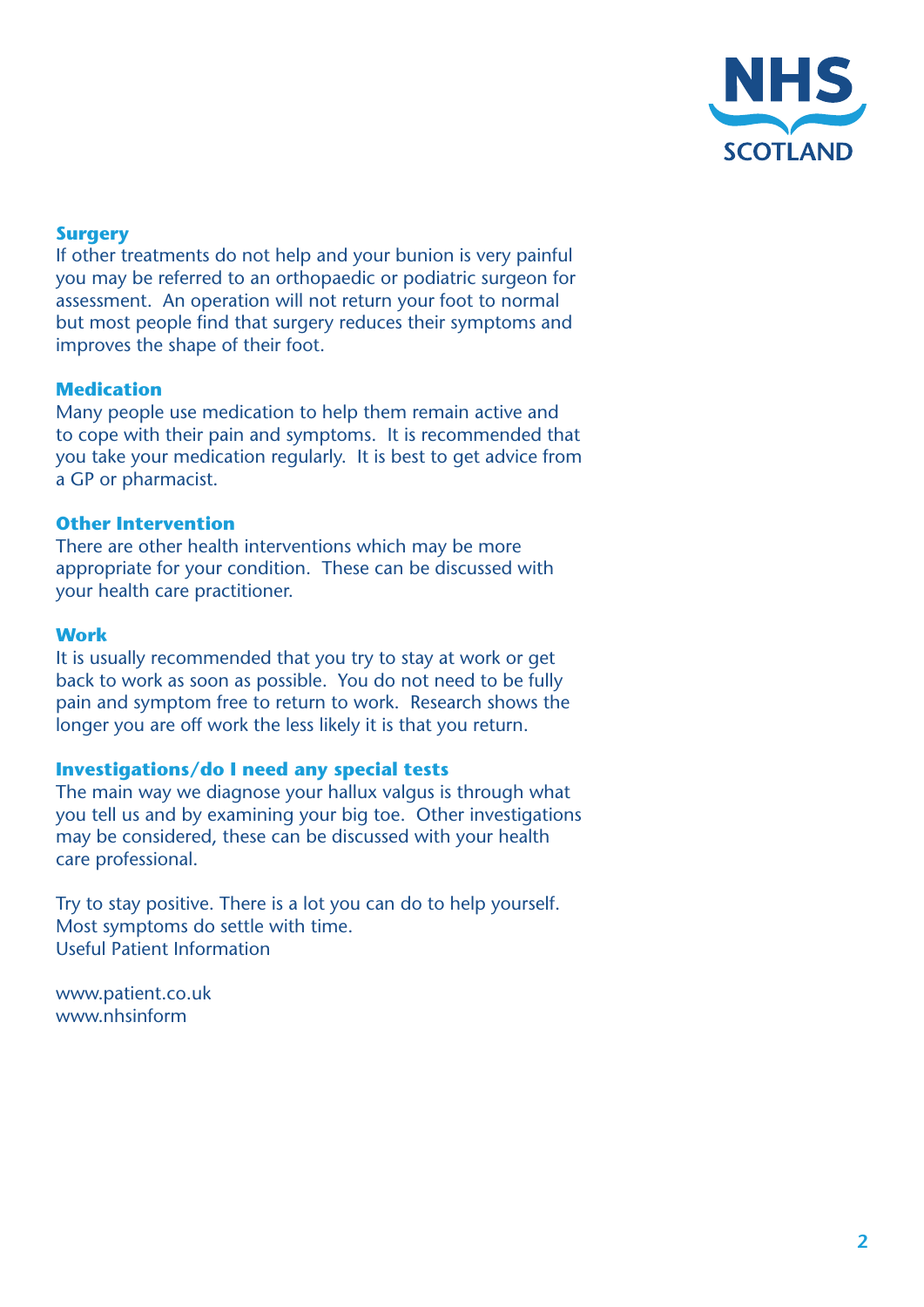### Surgery

If other treatments do not help and your bunion is very painful you may be referred to an orthopaedic or podiatric surgeon for assessment. An operation will not return your foot to normal but most people find that surgery reduces their symptoms and improves the shape of their foot.

### Medication

Many people use medication to help them remain active and to cope with their pain and symptoms. It is recommended that you take your medication regularly. It is best to get advice from a GP or pharmacist.

### Other Intervention

There are other health interventions which may be more appropriate for your condition. These can be discussed with your health care practitioner.

### Work

It is usually recommended that you try to stay at work or get back to work as soon as possible. You do not need to be fully pain and symptom free to return to work. Research shows the longer you are off work the less likely it is that you return.

### Investigations/do I need any special tests

The main way we diagnose your hallux valgus is through what you tell us and by examining your big toe. Other investigations may be considered, these can be discussed with your health care professional.

Try to stay positive. There is a lot you can do to help yourself.
Most symptoms do settle with time.
Useful Patient Information

www.patient.co.uk
www.nhsinform